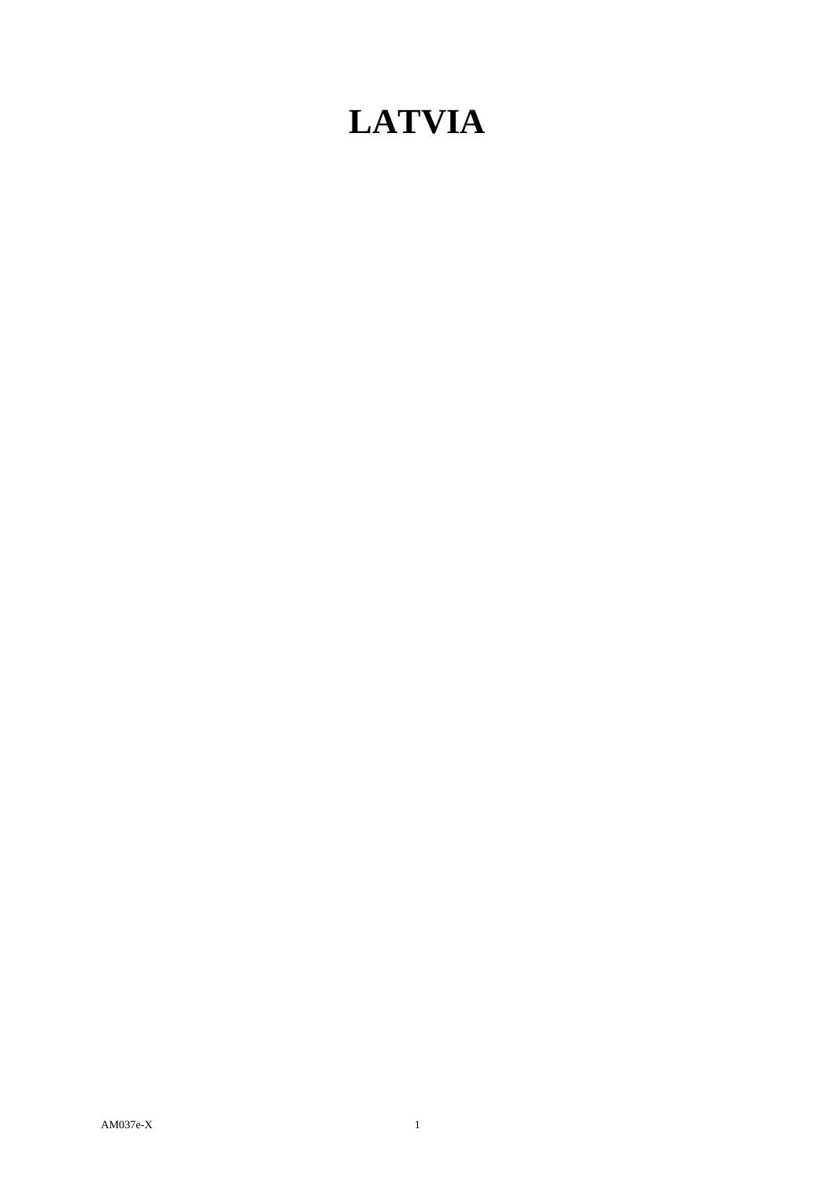# LATVIA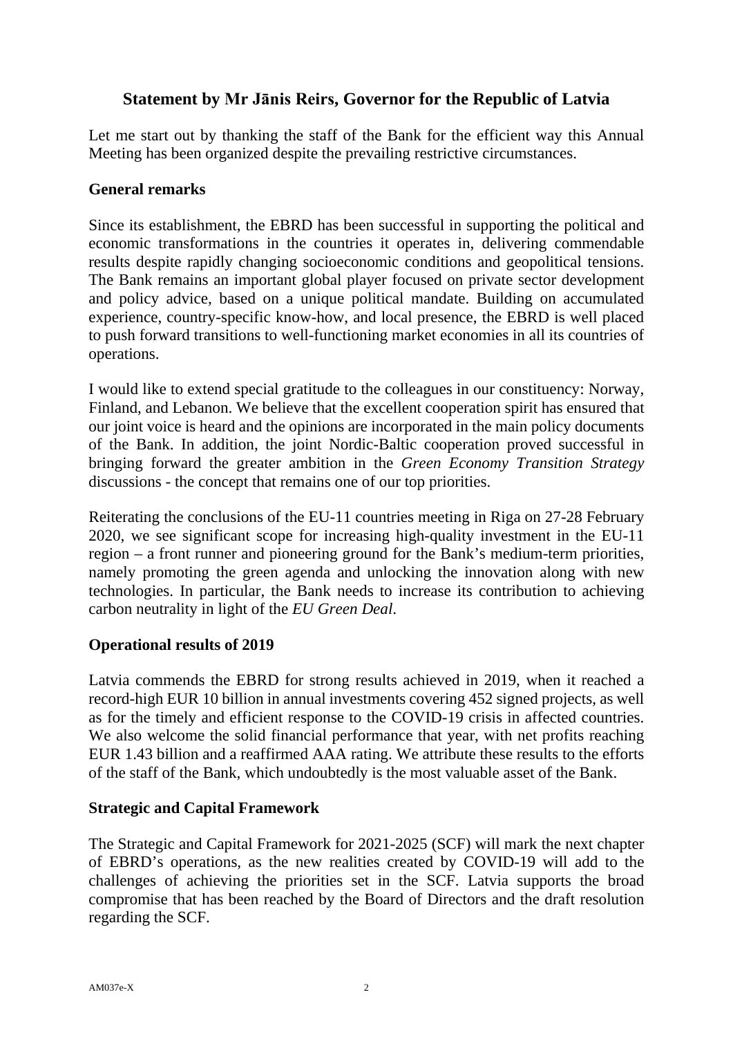## Statement by Mr Jānis Reirs, Governor for the Republic of Latvia

Let me start out by thanking the staff of the Bank for the efficient way this Annual Meeting has been organized despite the prevailing restrictive circumstances.

### General remarks

Since its establishment, the EBRD has been successful in supporting the political and economic transformations in the countries it operates in, delivering commendable results despite rapidly changing socioeconomic conditions and geopolitical tensions. The Bank remains an important global player focused on private sector development and policy advice, based on a unique political mandate. Building on accumulated experience, country-specific know-how, and local presence, the EBRD is well placed to push forward transitions to well-functioning market economies in all its countries of operations.

I would like to extend special gratitude to the colleagues in our constituency: Norway, Finland, and Lebanon. We believe that the excellent cooperation spirit has ensured that our joint voice is heard and the opinions are incorporated in the main policy documents of the Bank. In addition, the joint Nordic-Baltic cooperation proved successful in bringing forward the greater ambition in the *Green Economy Transition Strategy* discussions - the concept that remains one of our top priorities.

Reiterating the conclusions of the EU-11 countries meeting in Riga on 27-28 February 2020, we see significant scope for increasing high-quality investment in the EU-11 region – a front runner and pioneering ground for the Bank's medium-term priorities, namely promoting the green agenda and unlocking the innovation along with new technologies. In particular, the Bank needs to increase its contribution to achieving carbon neutrality in light of the *EU Green Deal*.

### Operational results of 2019

Latvia commends the EBRD for strong results achieved in 2019, when it reached a record-high EUR 10 billion in annual investments covering 452 signed projects, as well as for the timely and efficient response to the COVID-19 crisis in affected countries. We also welcome the solid financial performance that year, with net profits reaching EUR 1.43 billion and a reaffirmed AAA rating. We attribute these results to the efforts of the staff of the Bank, which undoubtedly is the most valuable asset of the Bank.

### Strategic and Capital Framework

The Strategic and Capital Framework for 2021-2025 (SCF) will mark the next chapter of EBRD's operations, as the new realities created by COVID-19 will add to the challenges of achieving the priorities set in the SCF. Latvia supports the broad compromise that has been reached by the Board of Directors and the draft resolution regarding the SCF.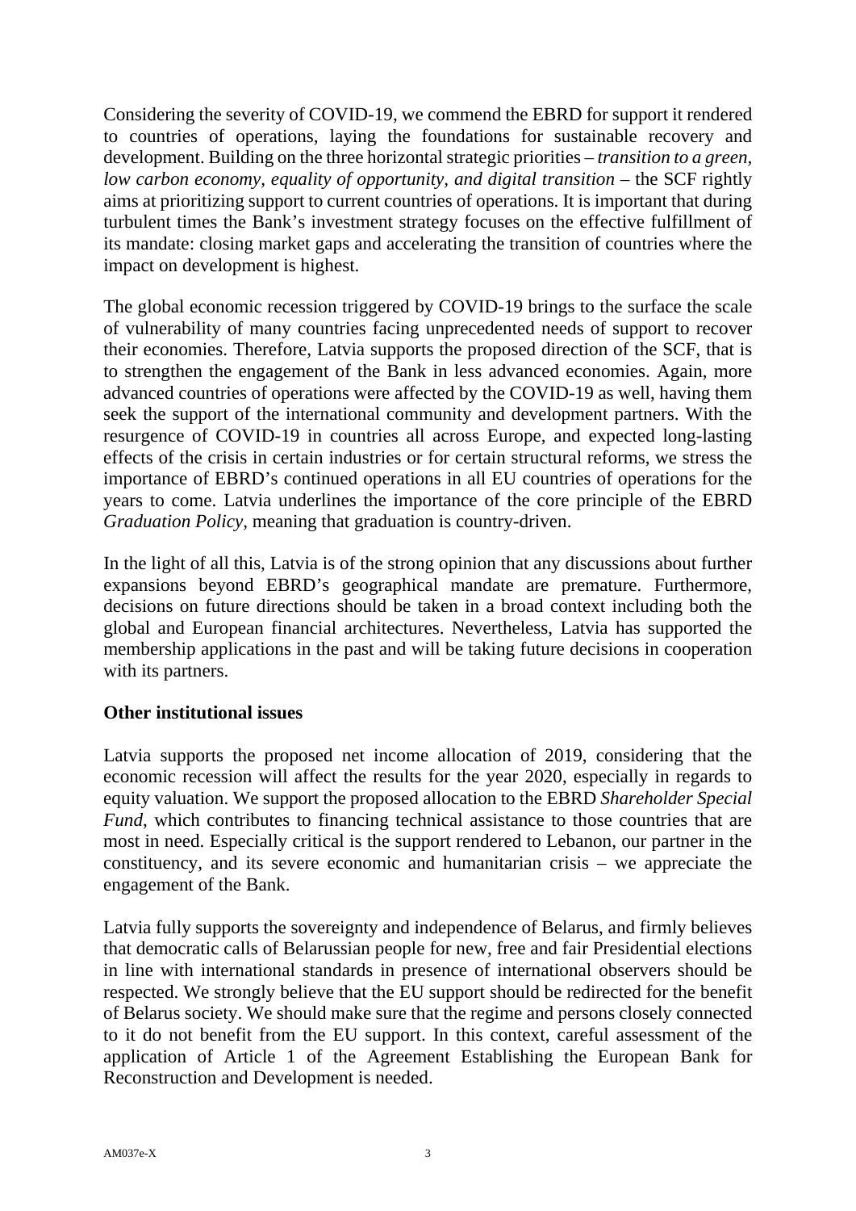Considering the severity of COVID-19, we commend the EBRD for support it rendered to countries of operations, laying the foundations for sustainable recovery and development. Building on the three horizontal strategic priorities – *transition to a green, low carbon economy, equality of opportunity, and digital transition* – the SCF rightly aims at prioritizing support to current countries of operations. It is important that during turbulent times the Bank's investment strategy focuses on the effective fulfillment of its mandate: closing market gaps and accelerating the transition of countries where the impact on development is highest.

The global economic recession triggered by COVID-19 brings to the surface the scale of vulnerability of many countries facing unprecedented needs of support to recover their economies. Therefore, Latvia supports the proposed direction of the SCF, that is to strengthen the engagement of the Bank in less advanced economies. Again, more advanced countries of operations were affected by the COVID-19 as well, having them seek the support of the international community and development partners. With the resurgence of COVID-19 in countries all across Europe, and expected long-lasting effects of the crisis in certain industries or for certain structural reforms, we stress the importance of EBRD's continued operations in all EU countries of operations for the years to come. Latvia underlines the importance of the core principle of the EBRD *Graduation Policy,* meaning that graduation is country-driven.

In the light of all this, Latvia is of the strong opinion that any discussions about further expansions beyond EBRD's geographical mandate are premature. Furthermore, decisions on future directions should be taken in a broad context including both the global and European financial architectures. Nevertheless, Latvia has supported the membership applications in the past and will be taking future decisions in cooperation with its partners.

**Other institutional issues**

Latvia supports the proposed net income allocation of 2019, considering that the economic recession will affect the results for the year 2020, especially in regards to equity valuation. We support the proposed allocation to the EBRD *Shareholder Special Fund*, which contributes to financing technical assistance to those countries that are most in need. Especially critical is the support rendered to Lebanon, our partner in the constituency, and its severe economic and humanitarian crisis – we appreciate the engagement of the Bank.

Latvia fully supports the sovereignty and independence of Belarus, and firmly believes that democratic calls of Belarussian people for new, free and fair Presidential elections in line with international standards in presence of international observers should be respected. We strongly believe that the EU support should be redirected for the benefit of Belarus society. We should make sure that the regime and persons closely connected to it do not benefit from the EU support. In this context, careful assessment of the application of Article 1 of the Agreement Establishing the European Bank for Reconstruction and Development is needed.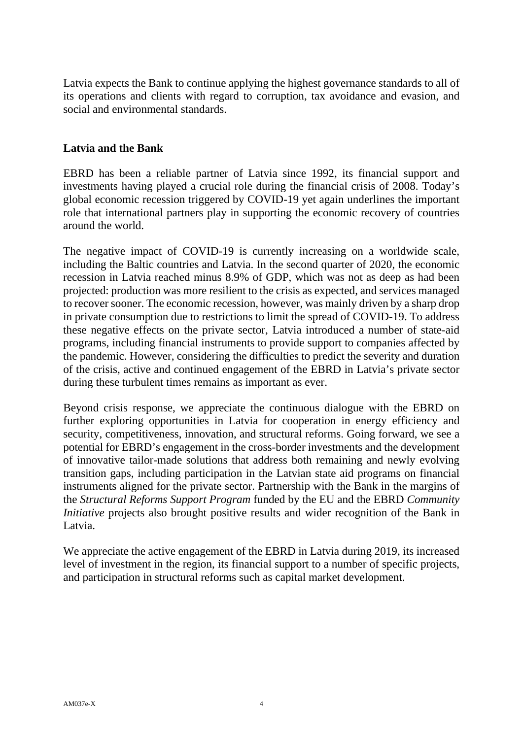Latvia expects the Bank to continue applying the highest governance standards to all of its operations and clients with regard to corruption, tax avoidance and evasion, and social and environmental standards.

**Latvia and the Bank**

EBRD has been a reliable partner of Latvia since 1992, its financial support and investments having played a crucial role during the financial crisis of 2008. Today's global economic recession triggered by COVID-19 yet again underlines the important role that international partners play in supporting the economic recovery of countries around the world.

The negative impact of COVID-19 is currently increasing on a worldwide scale, including the Baltic countries and Latvia. In the second quarter of 2020, the economic recession in Latvia reached minus 8.9% of GDP, which was not as deep as had been projected: production was more resilient to the crisis as expected, and services managed to recover sooner. The economic recession, however, was mainly driven by a sharp drop in private consumption due to restrictions to limit the spread of COVID-19. To address these negative effects on the private sector, Latvia introduced a number of state-aid programs, including financial instruments to provide support to companies affected by the pandemic. However, considering the difficulties to predict the severity and duration of the crisis, active and continued engagement of the EBRD in Latvia's private sector during these turbulent times remains as important as ever.

Beyond crisis response, we appreciate the continuous dialogue with the EBRD on further exploring opportunities in Latvia for cooperation in energy efficiency and security, competitiveness, innovation, and structural reforms. Going forward, we see a potential for EBRD's engagement in the cross-border investments and the development of innovative tailor-made solutions that address both remaining and newly evolving transition gaps, including participation in the Latvian state aid programs on financial instruments aligned for the private sector. Partnership with the Bank in the margins of the *Structural Reforms Support Program* funded by the EU and the EBRD *Community Initiative* projects also brought positive results and wider recognition of the Bank in Latvia.

We appreciate the active engagement of the EBRD in Latvia during 2019, its increased level of investment in the region, its financial support to a number of specific projects, and participation in structural reforms such as capital market development.